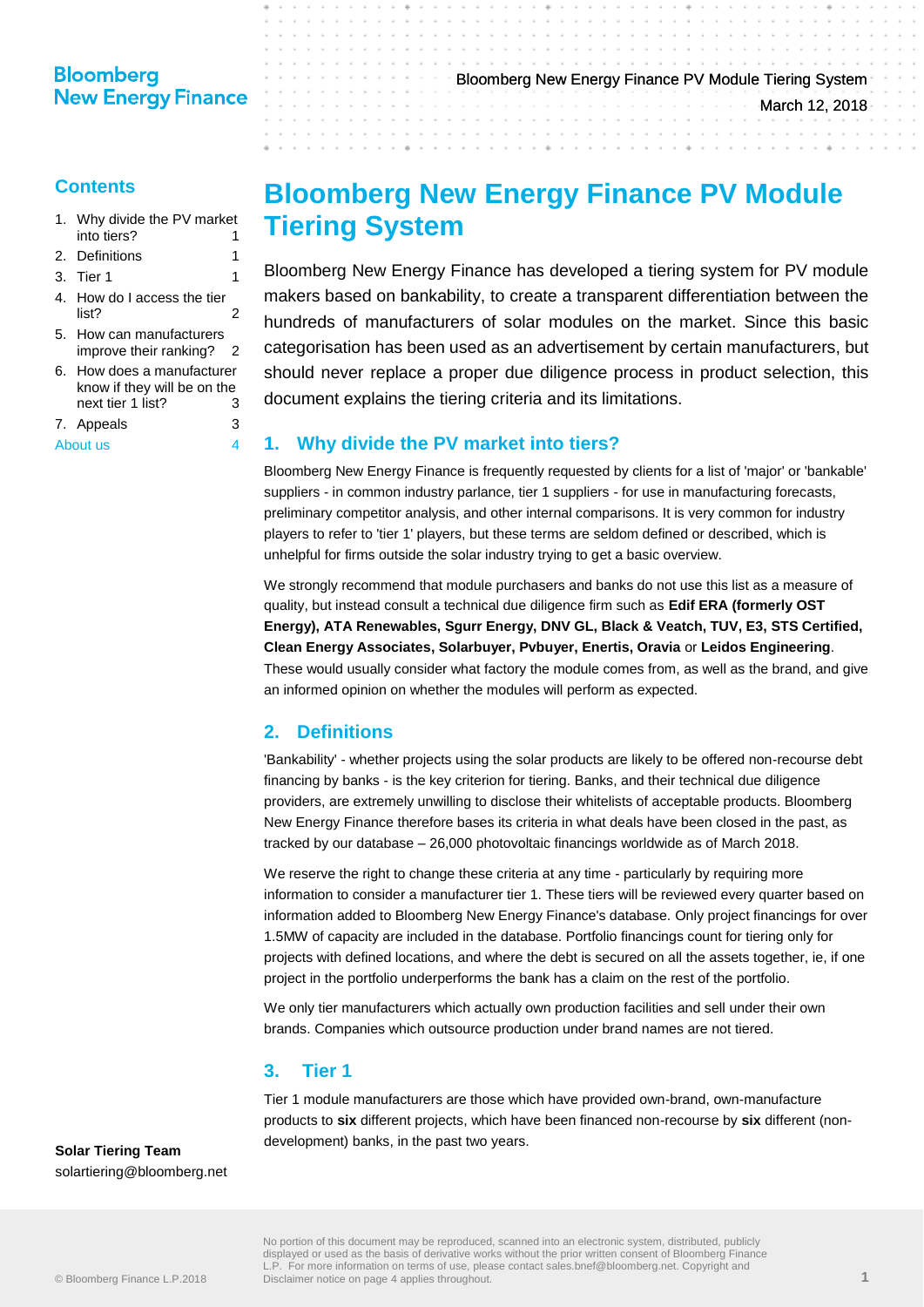Bloomberg New Energy Finance

## Contents

1. Why divide the PV market into tiers? 1
2. Definitions 1
3. Tier 1 1
4. How do I access the tier list? 2
5. How can manufacturers improve their ranking? 2
6. How does a manufacturer know if they will be on the next tier 1 list? 3
7. Appeals 3

About us 4

**Solar Tiering Team**
solartiering@bloomberg.net

# Bloomberg New Energy Finance PV Module Tiering System

Bloomberg New Energy Finance has developed a tiering system for PV module makers based on bankability, to create a transparent differentiation between the hundreds of manufacturers of solar modules on the market. Since this basic categorisation has been used as an advertisement by certain manufacturers, but should never replace a proper due diligence process in product selection, this document explains the tiering criteria and its limitations.

## 1. Why divide the PV market into tiers?

Bloomberg New Energy Finance is frequently requested by clients for a list of 'major' or 'bankable' suppliers - in common industry parlance, tier 1 suppliers - for use in manufacturing forecasts, preliminary competitor analysis, and other internal comparisons. It is very common for industry players to refer to 'tier 1' players, but these terms are seldom defined or described, which is unhelpful for firms outside the solar industry trying to get a basic overview.

We strongly recommend that module purchasers and banks do not use this list as a measure of quality, but instead consult a technical due diligence firm such as **Edif ERA (formerly OST Energy), ATA Renewables, Sgurr Energy, DNV GL, Black & Veatch, TUV, E3, STS Certified, Clean Energy Associates, Solarbuyer, Pvbuyer, Enertis, Oravia** or **Leidos Engineering**. These would usually consider what factory the module comes from, as well as the brand, and give an informed opinion on whether the modules will perform as expected.

## 2. Definitions

'Bankability' - whether projects using the solar products are likely to be offered non-recourse debt financing by banks - is the key criterion for tiering. Banks, and their technical due diligence providers, are extremely unwilling to disclose their whitelists of acceptable products. Bloomberg New Energy Finance therefore bases its criteria in what deals have been closed in the past, as tracked by our database – 26,000 photovoltaic financings worldwide as of March 2018.

We reserve the right to change these criteria at any time - particularly by requiring more information to consider a manufacturer tier 1. These tiers will be reviewed every quarter based on information added to Bloomberg New Energy Finance's database. Only project financings for over 1.5MW of capacity are included in the database. Portfolio financings count for tiering only for projects with defined locations, and where the debt is secured on all the assets together, ie, if one project in the portfolio underperforms the bank has a claim on the rest of the portfolio.

We only tier manufacturers which actually own production facilities and sell under their own brands. Companies which outsource production under brand names are not tiered.

## 3. Tier 1

Tier 1 module manufacturers are those which have provided own-brand, own-manufacture products to **six** different projects, which have been financed non-recourse by **six** different (non-development) banks, in the past two years.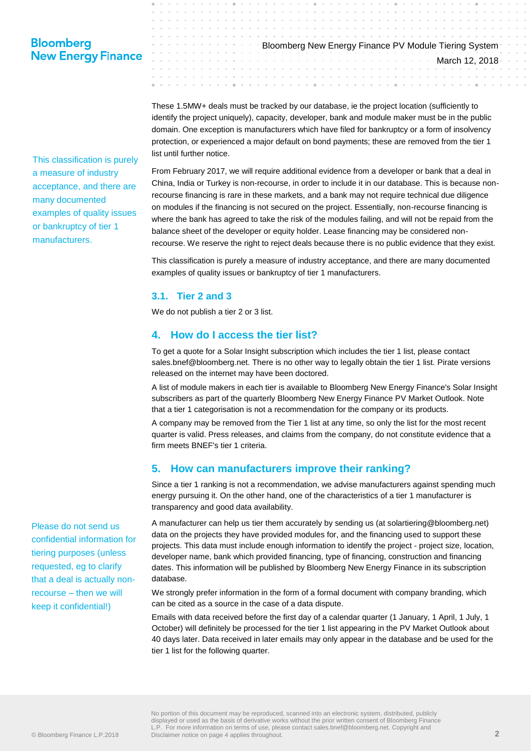These 1.5MW+ deals must be tracked by our database, ie the project location (sufficiently to identify the project uniquely), capacity, developer, bank and module maker must be in the public domain. One exception is manufacturers which have filed for bankruptcy or a form of insolvency protection, or experienced a major default on bond payments; these are removed from the tier 1 list until further notice.

This classification is purely a measure of industry acceptance, and there are many documented examples of quality issues or bankruptcy of tier 1 manufacturers.

From February 2017, we will require additional evidence from a developer or bank that a deal in China, India or Turkey is non-recourse, in order to include it in our database. This is because non-recourse financing is rare in these markets, and a bank may not require technical due diligence on modules if the financing is not secured on the project. Essentially, non-recourse financing is where the bank has agreed to take the risk of the modules failing, and will not be repaid from the balance sheet of the developer or equity holder. Lease financing may be considered non-recourse. We reserve the right to reject deals because there is no public evidence that they exist.

This classification is purely a measure of industry acceptance, and there are many documented examples of quality issues or bankruptcy of tier 1 manufacturers.

### 3.1. Tier 2 and 3

We do not publish a tier 2 or 3 list.

## 4. How do I access the tier list?

To get a quote for a Solar Insight subscription which includes the tier 1 list, please contact sales.bnef@bloomberg.net. There is no other way to legally obtain the tier 1 list. Pirate versions released on the internet may have been doctored.

A list of module makers in each tier is available to Bloomberg New Energy Finance's Solar Insight subscribers as part of the quarterly Bloomberg New Energy Finance PV Market Outlook. Note that a tier 1 categorisation is not a recommendation for the company or its products.

A company may be removed from the Tier 1 list at any time, so only the list for the most recent quarter is valid. Press releases, and claims from the company, do not constitute evidence that a firm meets BNEF's tier 1 criteria.

## 5. How can manufacturers improve their ranking?

Since a tier 1 ranking is not a recommendation, we advise manufacturers against spending much energy pursuing it. On the other hand, one of the characteristics of a tier 1 manufacturer is transparency and good data availability.

Please do not send us confidential information for tiering purposes (unless requested, eg to clarify that a deal is actually non-recourse – then we will keep it confidential!)

A manufacturer can help us tier them accurately by sending us (at solartiering@bloomberg.net) data on the projects they have provided modules for, and the financing used to support these projects. This data must include enough information to identify the project - project size, location, developer name, bank which provided financing, type of financing, construction and financing dates. This information will be published by Bloomberg New Energy Finance in its subscription database.

We strongly prefer information in the form of a formal document with company branding, which can be cited as a source in the case of a data dispute.

Emails with data received before the first day of a calendar quarter (1 January, 1 April, 1 July, 1 October) will definitely be processed for the tier 1 list appearing in the PV Market Outlook about 40 days later. Data received in later emails may only appear in the database and be used for the tier 1 list for the following quarter.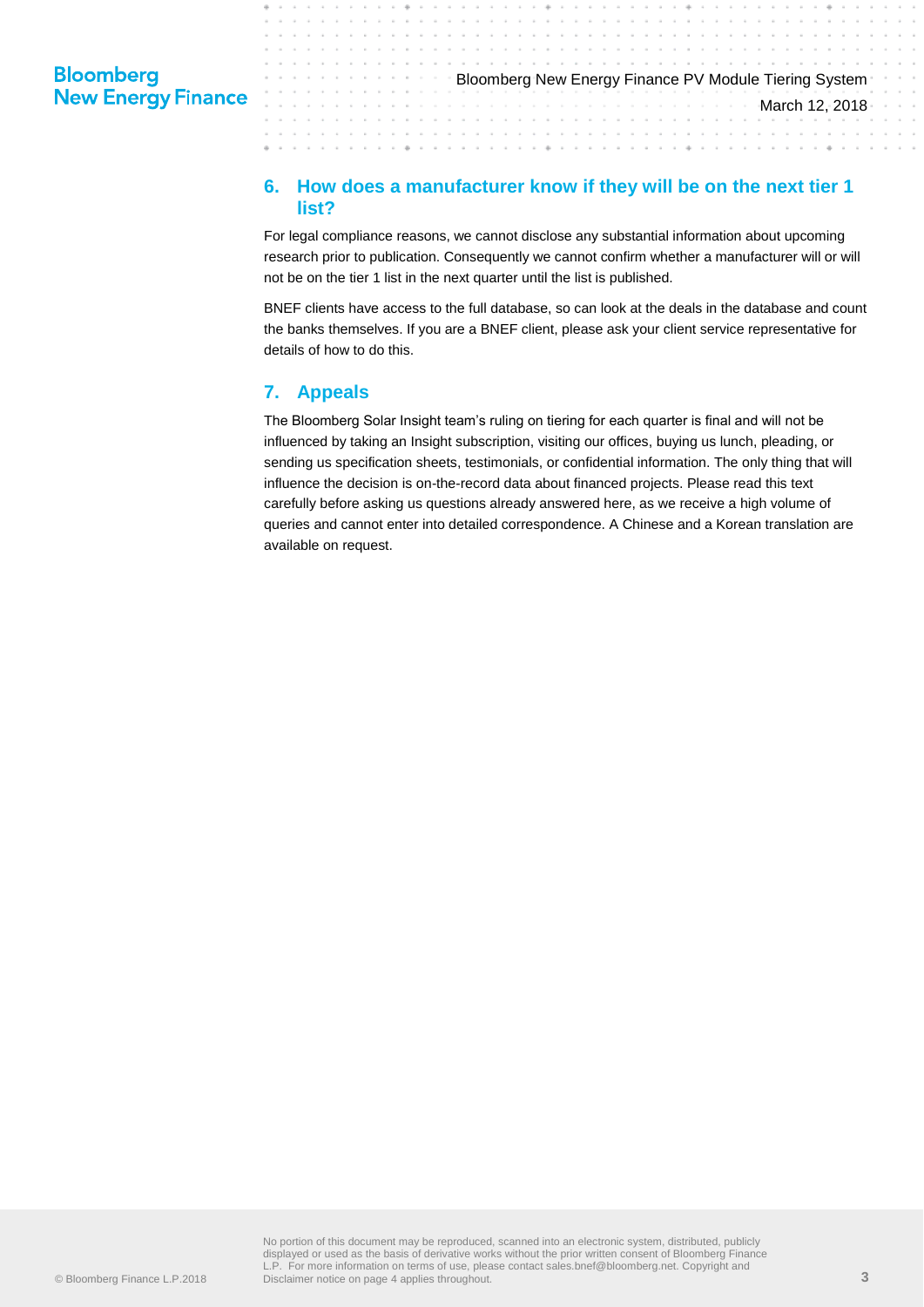## 6. How does a manufacturer know if they will be on the next tier 1 list?

For legal compliance reasons, we cannot disclose any substantial information about upcoming research prior to publication. Consequently we cannot confirm whether a manufacturer will or will not be on the tier 1 list in the next quarter until the list is published.

BNEF clients have access to the full database, so can look at the deals in the database and count the banks themselves. If you are a BNEF client, please ask your client service representative for details of how to do this.

## 7. Appeals

The Bloomberg Solar Insight team's ruling on tiering for each quarter is final and will not be influenced by taking an Insight subscription, visiting our offices, buying us lunch, pleading, or sending us specification sheets, testimonials, or confidential information. The only thing that will influence the decision is on-the-record data about financed projects. Please read this text carefully before asking us questions already answered here, as we receive a high volume of queries and cannot enter into detailed correspondence. A Chinese and a Korean translation are available on request.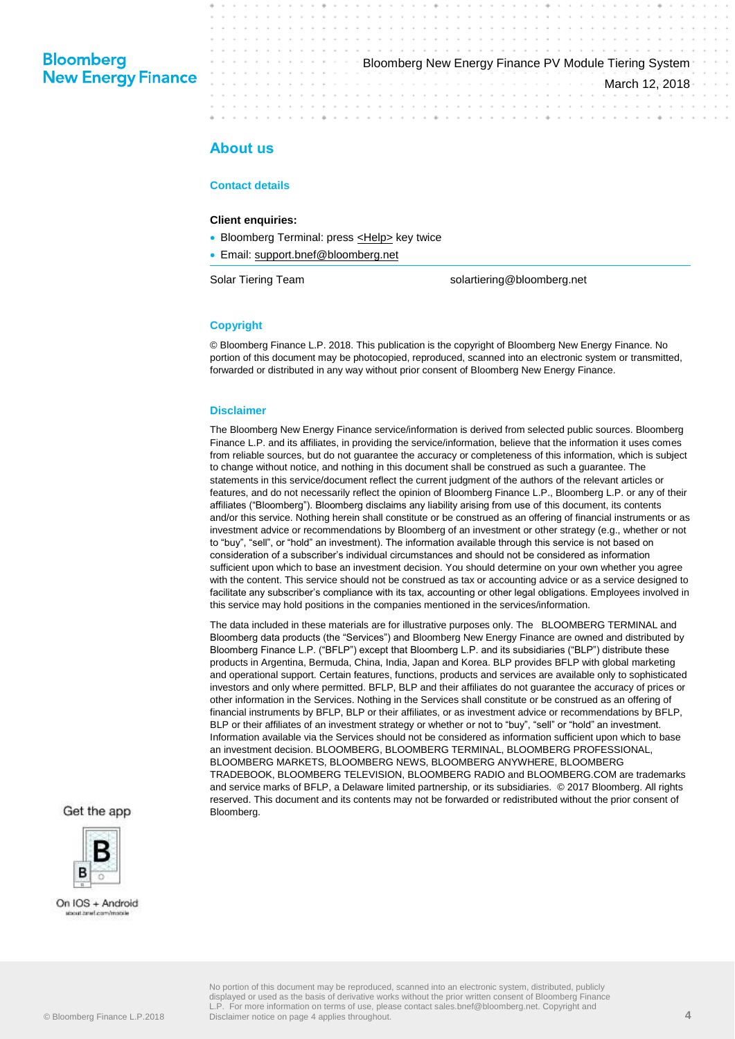## About us

### Contact details

**Client enquiries:**

- Bloomberg Terminal: press <Help> key twice
- Email: support.bnef@bloomberg.net

| | |
|---|---|
| Solar Tiering Team | solartiering@bloomberg.net |

### Copyright

© Bloomberg Finance L.P. 2018. This publication is the copyright of Bloomberg New Energy Finance. No portion of this document may be photocopied, reproduced, scanned into an electronic system or transmitted, forwarded or distributed in any way without prior consent of Bloomberg New Energy Finance.

### Disclaimer

The Bloomberg New Energy Finance service/information is derived from selected public sources. Bloomberg Finance L.P. and its affiliates, in providing the service/information, believe that the information it uses comes from reliable sources, but do not guarantee the accuracy or completeness of this information, which is subject to change without notice, and nothing in this document shall be construed as such a guarantee. The statements in this service/document reflect the current judgment of the authors of the relevant articles or features, and do not necessarily reflect the opinion of Bloomberg Finance L.P., Bloomberg L.P. or any of their affiliates ("Bloomberg"). Bloomberg disclaims any liability arising from use of this document, its contents and/or this service. Nothing herein shall constitute or be construed as an offering of financial instruments or as investment advice or recommendations by Bloomberg of an investment or other strategy (e.g., whether or not to "buy", "sell", or "hold" an investment). The information available through this service is not based on consideration of a subscriber's individual circumstances and should not be considered as information sufficient upon which to base an investment decision. You should determine on your own whether you agree with the content. This service should not be construed as tax or accounting advice or as a service designed to facilitate any subscriber's compliance with its tax, accounting or other legal obligations. Employees involved in this service may hold positions in the companies mentioned in the services/information.

The data included in these materials are for illustrative purposes only. The BLOOMBERG TERMINAL and Bloomberg data products (the "Services") and Bloomberg New Energy Finance are owned and distributed by Bloomberg Finance L.P. ("BFLP") except that Bloomberg L.P. and its subsidiaries ("BLP") distribute these products in Argentina, Bermuda, China, India, Japan and Korea. BLP provides BFLP with global marketing and operational support. Certain features, functions, products and services are available only to sophisticated investors and only where permitted. BFLP, BLP and their affiliates do not guarantee the accuracy of prices or other information in the Services. Nothing in the Services shall constitute or be construed as an offering of financial instruments by BFLP, BLP or their affiliates, or as investment advice or recommendations by BFLP, BLP or their affiliates of an investment strategy or whether or not to "buy", "sell" or "hold" an investment. Information available via the Services should not be considered as information sufficient upon which to base an investment decision. BLOOMBERG, BLOOMBERG TERMINAL, BLOOMBERG PROFESSIONAL, BLOOMBERG MARKETS, BLOOMBERG NEWS, BLOOMBERG ANYWHERE, BLOOMBERG TRADEBOOK, BLOOMBERG TELEVISION, BLOOMBERG RADIO and BLOOMBERG.COM are trademarks and service marks of BFLP, a Delaware limited partnership, or its subsidiaries. © 2017 Bloomberg. All rights reserved. This document and its contents may not be forwarded or redistributed without the prior consent of Bloomberg.

Get the app

On IOS + Android

about.bnef.com/mobile